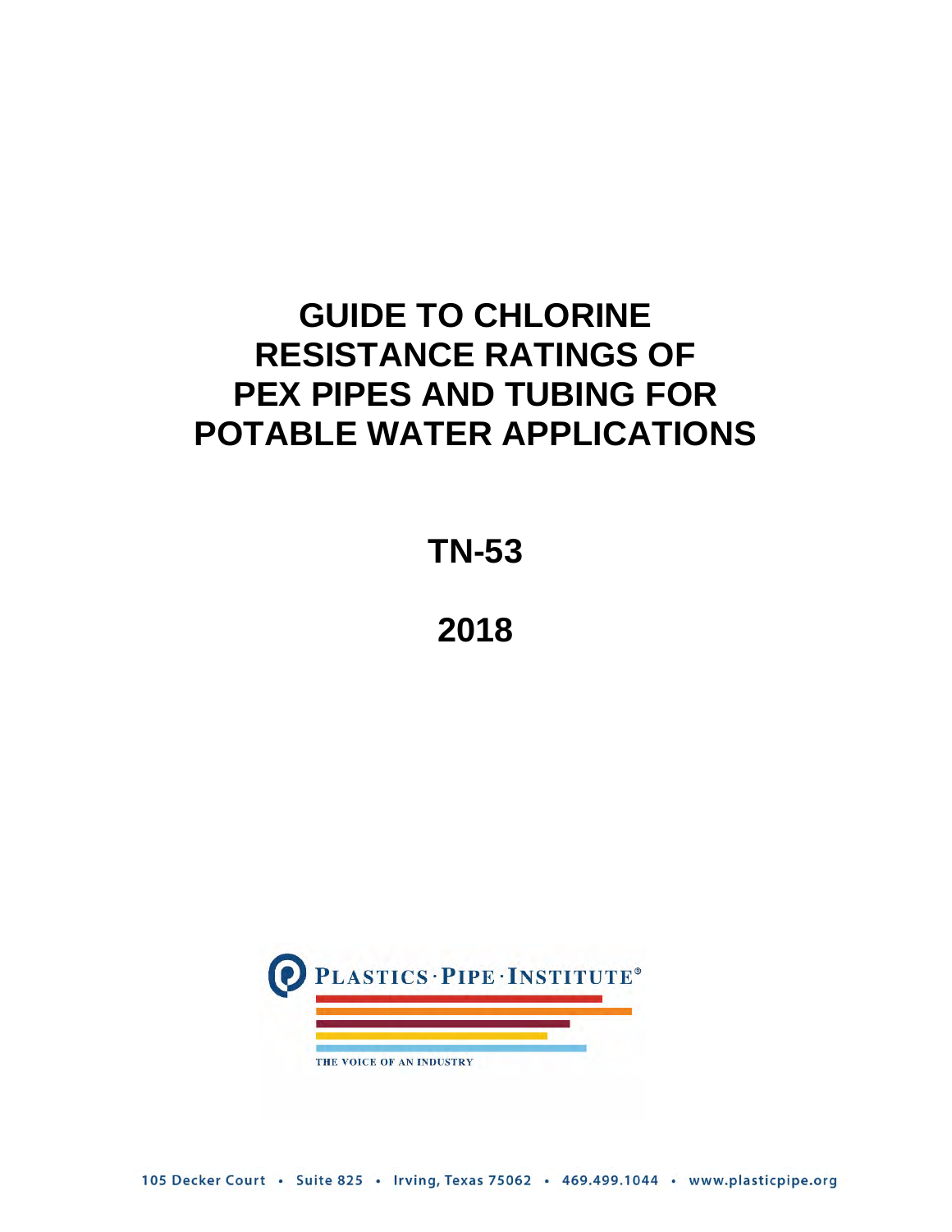# GUIDE TO CHLORINE RESISTANCE RATINGS OF PEX PIPES AND TUBING FOR POTABLE WATER APPLICATIONS

## TN-53

## 2018

PLASTICS · PIPE · INSTITUTE®

THE VOICE OF AN INDUSTRY

105 Decker Court • Suite 825 • Irving, Texas 75062 • 469.499.1044 • www.plasticpipe.org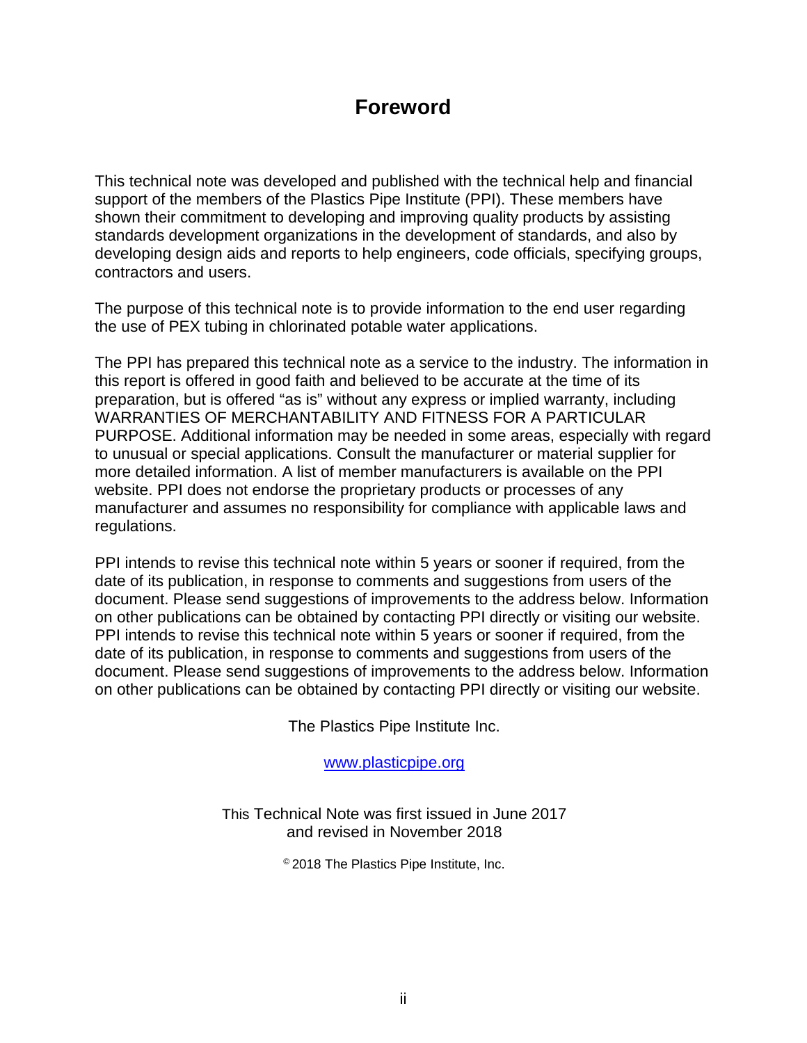# Foreword

This technical note was developed and published with the technical help and financial support of the members of the Plastics Pipe Institute (PPI). These members have shown their commitment to developing and improving quality products by assisting standards development organizations in the development of standards, and also by developing design aids and reports to help engineers, code officials, specifying groups, contractors and users.

The purpose of this technical note is to provide information to the end user regarding the use of PEX tubing in chlorinated potable water applications.

The PPI has prepared this technical note as a service to the industry. The information in this report is offered in good faith and believed to be accurate at the time of its preparation, but is offered "as is" without any express or implied warranty, including WARRANTIES OF MERCHANTABILITY AND FITNESS FOR A PARTICULAR PURPOSE. Additional information may be needed in some areas, especially with regard to unusual or special applications. Consult the manufacturer or material supplier for more detailed information. A list of member manufacturers is available on the PPI website. PPI does not endorse the proprietary products or processes of any manufacturer and assumes no responsibility for compliance with applicable laws and regulations.

PPI intends to revise this technical note within 5 years or sooner if required, from the date of its publication, in response to comments and suggestions from users of the document. Please send suggestions of improvements to the address below. Information on other publications can be obtained by contacting PPI directly or visiting our website. PPI intends to revise this technical note within 5 years or sooner if required, from the date of its publication, in response to comments and suggestions from users of the document. Please send suggestions of improvements to the address below. Information on other publications can be obtained by contacting PPI directly or visiting our website.

The Plastics Pipe Institute Inc.

www.plasticpipe.org

This Technical Note was first issued in June 2017
and revised in November 2018

© 2018 The Plastics Pipe Institute, Inc.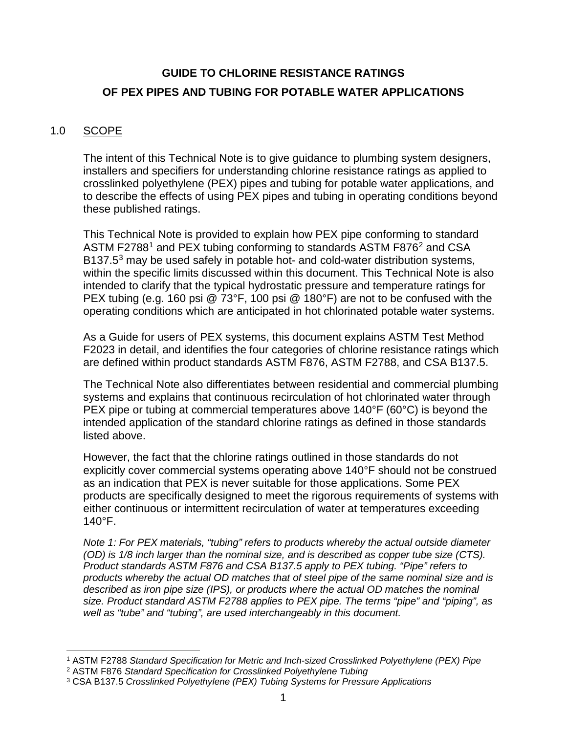# GUIDE TO CHLORINE RESISTANCE RATINGS
# OF PEX PIPES AND TUBING FOR POTABLE WATER APPLICATIONS

## 1.0 SCOPE

The intent of this Technical Note is to give guidance to plumbing system designers, installers and specifiers for understanding chlorine resistance ratings as applied to crosslinked polyethylene (PEX) pipes and tubing for potable water applications, and to describe the effects of using PEX pipes and tubing in operating conditions beyond these published ratings.

This Technical Note is provided to explain how PEX pipe conforming to standard ASTM F2788[1] and PEX tubing conforming to standards ASTM F876[2] and CSA B137.5[3] may be used safely in potable hot- and cold-water distribution systems, within the specific limits discussed within this document. This Technical Note is also intended to clarify that the typical hydrostatic pressure and temperature ratings for PEX tubing (e.g. 160 psi @ 73°F, 100 psi @ 180°F) are not to be confused with the operating conditions which are anticipated in hot chlorinated potable water systems.

As a Guide for users of PEX systems, this document explains ASTM Test Method F2023 in detail, and identifies the four categories of chlorine resistance ratings which are defined within product standards ASTM F876, ASTM F2788, and CSA B137.5.

The Technical Note also differentiates between residential and commercial plumbing systems and explains that continuous recirculation of hot chlorinated water through PEX pipe or tubing at commercial temperatures above 140°F (60°C) is beyond the intended application of the standard chlorine ratings as defined in those standards listed above.

However, the fact that the chlorine ratings outlined in those standards do not explicitly cover commercial systems operating above 140°F should not be construed as an indication that PEX is never suitable for those applications. Some PEX products are specifically designed to meet the rigorous requirements of systems with either continuous or intermittent recirculation of water at temperatures exceeding 140°F.

*Note 1: For PEX materials, "tubing" refers to products whereby the actual outside diameter (OD) is 1/8 inch larger than the nominal size, and is described as copper tube size (CTS). Product standards ASTM F876 and CSA B137.5 apply to PEX tubing. "Pipe" refers to products whereby the actual OD matches that of steel pipe of the same nominal size and is described as iron pipe size (IPS), or products where the actual OD matches the nominal size. Product standard ASTM F2788 applies to PEX pipe. The terms "pipe" and "piping", as well as "tube" and "tubing", are used interchangeably in this document.*

---

[1] ASTM F2788 *Standard Specification for Metric and Inch-sized Crosslinked Polyethylene (PEX) Pipe*

[2] ASTM F876 *Standard Specification for Crosslinked Polyethylene Tubing*

[3] CSA B137.5 *Crosslinked Polyethylene (PEX) Tubing Systems for Pressure Applications*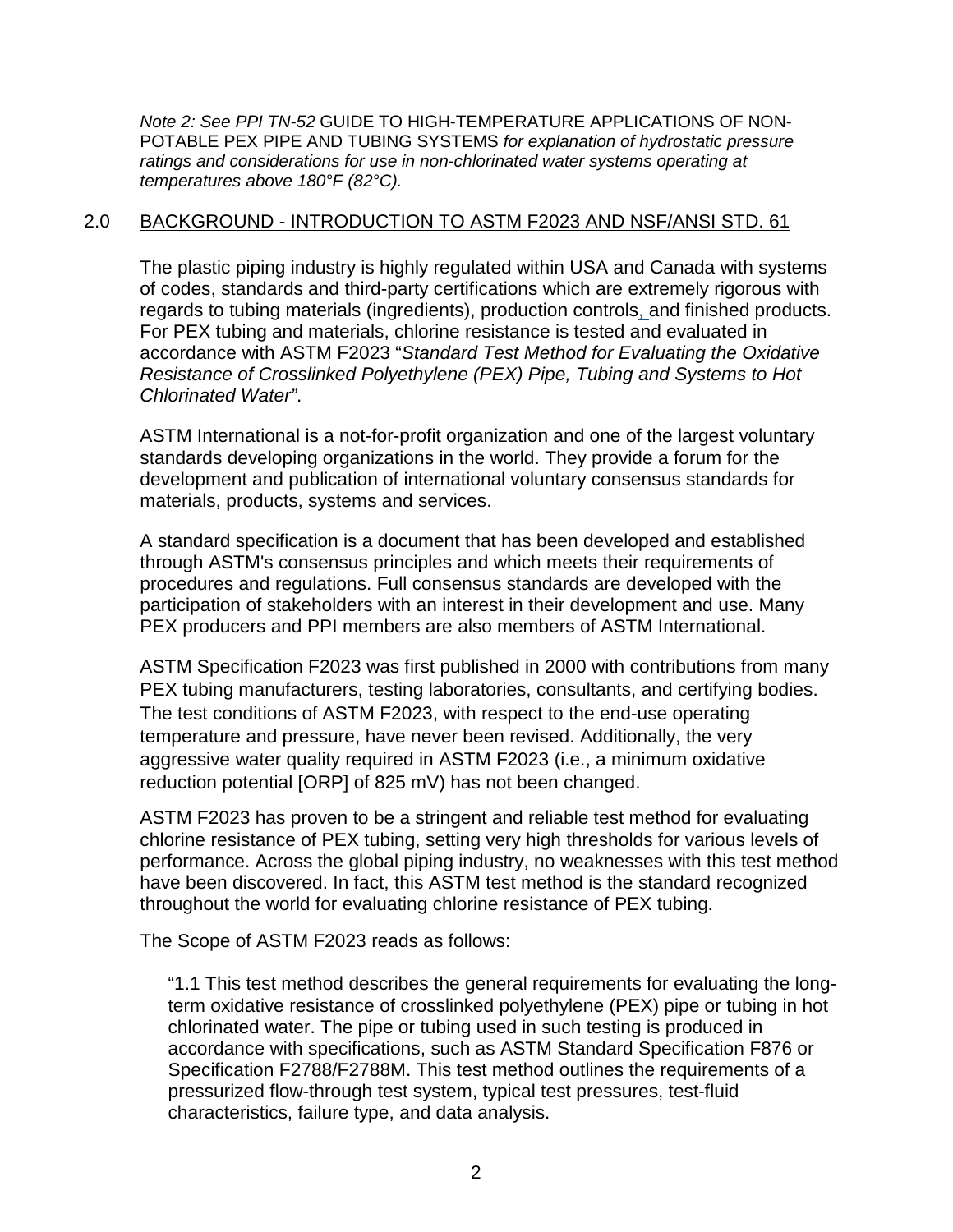*Note 2: See PPI TN-52* GUIDE TO HIGH-TEMPERATURE APPLICATIONS OF NON-POTABLE PEX PIPE AND TUBING SYSTEMS *for explanation of hydrostatic pressure ratings and considerations for use in non-chlorinated water systems operating at temperatures above 180°F (82°C).*

## 2.0 BACKGROUND - INTRODUCTION TO ASTM F2023 AND NSF/ANSI STD. 61

The plastic piping industry is highly regulated within USA and Canada with systems of codes, standards and third-party certifications which are extremely rigorous with regards to tubing materials (ingredients), production controls, and finished products. For PEX tubing and materials, chlorine resistance is tested and evaluated in accordance with ASTM F2023 "*Standard Test Method for Evaluating the Oxidative Resistance of Crosslinked Polyethylene (PEX) Pipe, Tubing and Systems to Hot Chlorinated Water"*.

ASTM International is a not-for-profit organization and one of the largest voluntary standards developing organizations in the world. They provide a forum for the development and publication of international voluntary consensus standards for materials, products, systems and services.

A standard specification is a document that has been developed and established through ASTM's consensus principles and which meets their requirements of procedures and regulations. Full consensus standards are developed with the participation of stakeholders with an interest in their development and use. Many PEX producers and PPI members are also members of ASTM International.

ASTM Specification F2023 was first published in 2000 with contributions from many PEX tubing manufacturers, testing laboratories, consultants, and certifying bodies. The test conditions of ASTM F2023, with respect to the end-use operating temperature and pressure, have never been revised. Additionally, the very aggressive water quality required in ASTM F2023 (i.e., a minimum oxidative reduction potential [ORP] of 825 mV) has not been changed.

ASTM F2023 has proven to be a stringent and reliable test method for evaluating chlorine resistance of PEX tubing, setting very high thresholds for various levels of performance. Across the global piping industry, no weaknesses with this test method have been discovered. In fact, this ASTM test method is the standard recognized throughout the world for evaluating chlorine resistance of PEX tubing.

The Scope of ASTM F2023 reads as follows:

> "1.1 This test method describes the general requirements for evaluating the long-term oxidative resistance of crosslinked polyethylene (PEX) pipe or tubing in hot chlorinated water. The pipe or tubing used in such testing is produced in accordance with specifications, such as ASTM Standard Specification F876 or Specification F2788/F2788M. This test method outlines the requirements of a pressurized flow-through test system, typical test pressures, test-fluid characteristics, failure type, and data analysis.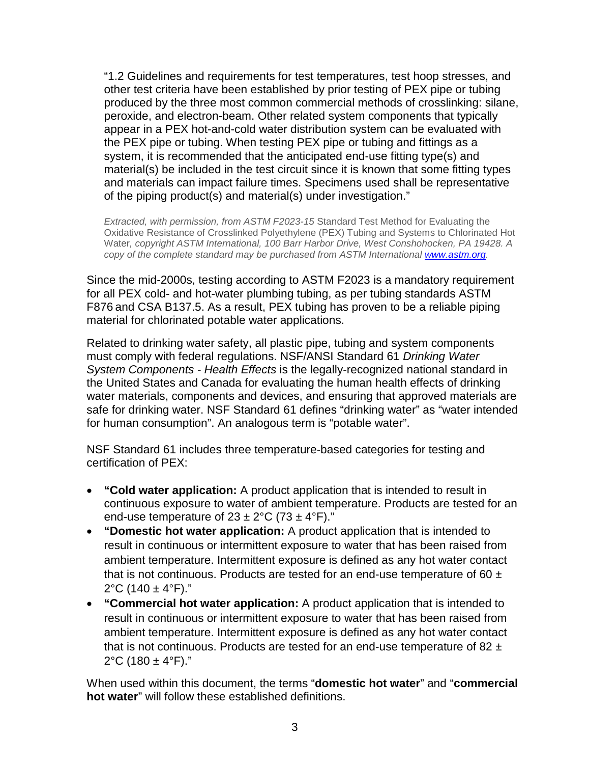> "1.2 Guidelines and requirements for test temperatures, test hoop stresses, and other test criteria have been established by prior testing of PEX pipe or tubing produced by the three most common commercial methods of crosslinking: silane, peroxide, and electron-beam. Other related system components that typically appear in a PEX hot-and-cold water distribution system can be evaluated with the PEX pipe or tubing. When testing PEX pipe or tubing and fittings as a system, it is recommended that the anticipated end-use fitting type(s) and material(s) be included in the test circuit since it is known that some fitting types and materials can impact failure times. Specimens used shall be representative of the piping product(s) and material(s) under investigation."
>
> *Extracted, with permission, from ASTM F2023-15* Standard Test Method for Evaluating the Oxidative Resistance of Crosslinked Polyethylene (PEX) Tubing and Systems to Chlorinated Hot Water*, copyright ASTM International, 100 Barr Harbor Drive, West Conshohocken, PA 19428. A copy of the complete standard may be purchased from ASTM International [www.astm.org](http://www.astm.org).*

Since the mid-2000s, testing according to ASTM F2023 is a mandatory requirement for all PEX cold- and hot-water plumbing tubing, as per tubing standards ASTM F876 and CSA B137.5. As a result, PEX tubing has proven to be a reliable piping material for chlorinated potable water applications.

Related to drinking water safety, all plastic pipe, tubing and system components must comply with federal regulations. NSF/ANSI Standard 61 *Drinking Water System Components - Health Effects* is the legally-recognized national standard in the United States and Canada for evaluating the human health effects of drinking water materials, components and devices, and ensuring that approved materials are safe for drinking water. NSF Standard 61 defines "drinking water" as "water intended for human consumption". An analogous term is "potable water".

NSF Standard 61 includes three temperature-based categories for testing and certification of PEX:

- **"Cold water application:** A product application that is intended to result in continuous exposure to water of ambient temperature. Products are tested for an end-use temperature of 23 ± 2°C (73 ± 4°F)."
- **"Domestic hot water application:** A product application that is intended to result in continuous or intermittent exposure to water that has been raised from ambient temperature. Intermittent exposure is defined as any hot water contact that is not continuous. Products are tested for an end-use temperature of 60 ± 2°C (140 ± 4°F)."
- **"Commercial hot water application:** A product application that is intended to result in continuous or intermittent exposure to water that has been raised from ambient temperature. Intermittent exposure is defined as any hot water contact that is not continuous. Products are tested for an end-use temperature of 82 ± 2°C (180 ± 4°F)."

When used within this document, the terms "**domestic hot water**" and "**commercial hot water**" will follow these established definitions.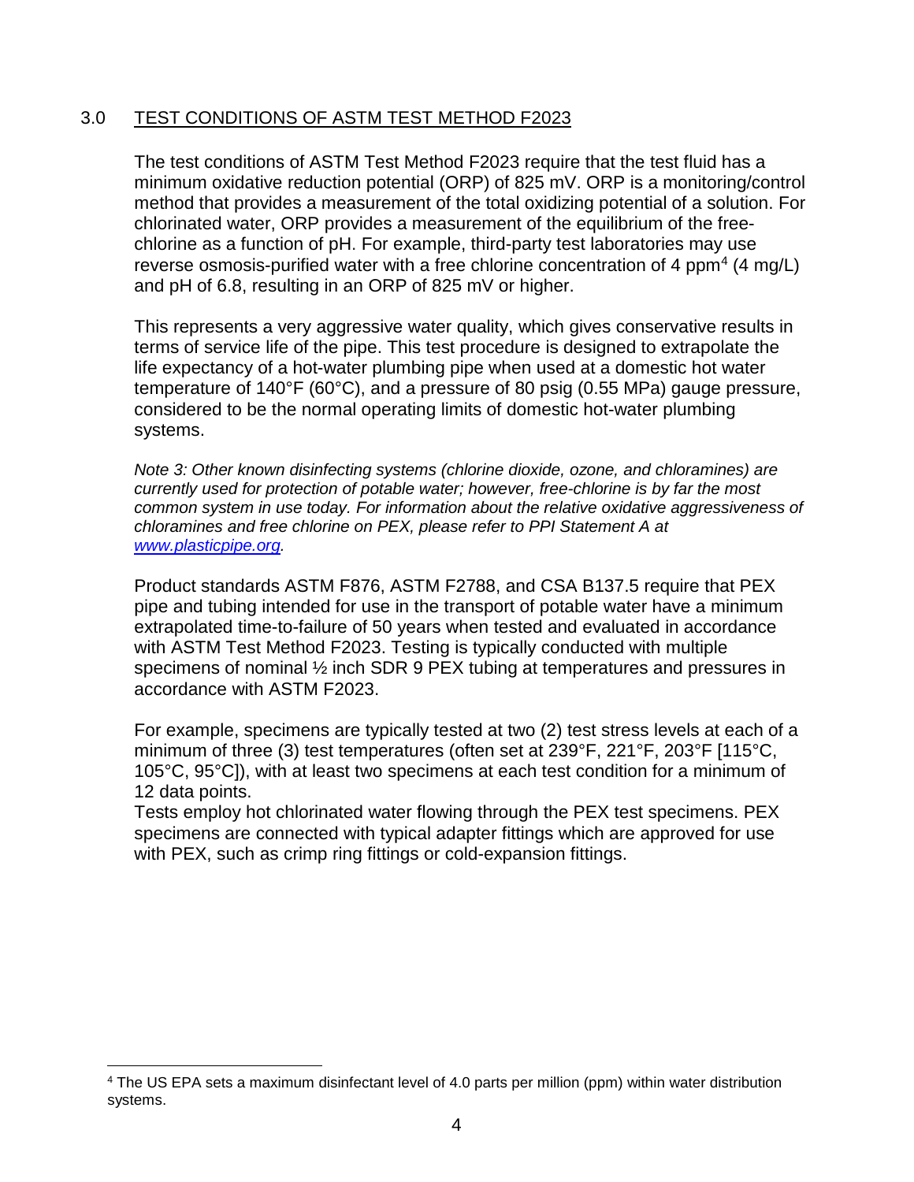## 3.0 TEST CONDITIONS OF ASTM TEST METHOD F2023

The test conditions of ASTM Test Method F2023 require that the test fluid has a minimum oxidative reduction potential (ORP) of 825 mV. ORP is a monitoring/control method that provides a measurement of the total oxidizing potential of a solution. For chlorinated water, ORP provides a measurement of the equilibrium of the free-chlorine as a function of pH. For example, third-party test laboratories may use reverse osmosis-purified water with a free chlorine concentration of 4 ppm[4] (4 mg/L) and pH of 6.8, resulting in an ORP of 825 mV or higher.

This represents a very aggressive water quality, which gives conservative results in terms of service life of the pipe. This test procedure is designed to extrapolate the life expectancy of a hot-water plumbing pipe when used at a domestic hot water temperature of 140°F (60°C), and a pressure of 80 psig (0.55 MPa) gauge pressure, considered to be the normal operating limits of domestic hot-water plumbing systems.

*Note 3: Other known disinfecting systems (chlorine dioxide, ozone, and chloramines) are currently used for protection of potable water; however, free-chlorine is by far the most common system in use today. For information about the relative oxidative aggressiveness of chloramines and free chlorine on PEX, please refer to PPI Statement A at [www.plasticpipe.org](http://www.plasticpipe.org).*

Product standards ASTM F876, ASTM F2788, and CSA B137.5 require that PEX pipe and tubing intended for use in the transport of potable water have a minimum extrapolated time-to-failure of 50 years when tested and evaluated in accordance with ASTM Test Method F2023. Testing is typically conducted with multiple specimens of nominal ½ inch SDR 9 PEX tubing at temperatures and pressures in accordance with ASTM F2023.

For example, specimens are typically tested at two (2) test stress levels at each of a minimum of three (3) test temperatures (often set at 239°F, 221°F, 203°F [115°C, 105°C, 95°C]), with at least two specimens at each test condition for a minimum of 12 data points.
Tests employ hot chlorinated water flowing through the PEX test specimens. PEX specimens are connected with typical adapter fittings which are approved for use with PEX, such as crimp ring fittings or cold-expansion fittings.

[4] The US EPA sets a maximum disinfectant level of 4.0 parts per million (ppm) within water distribution systems.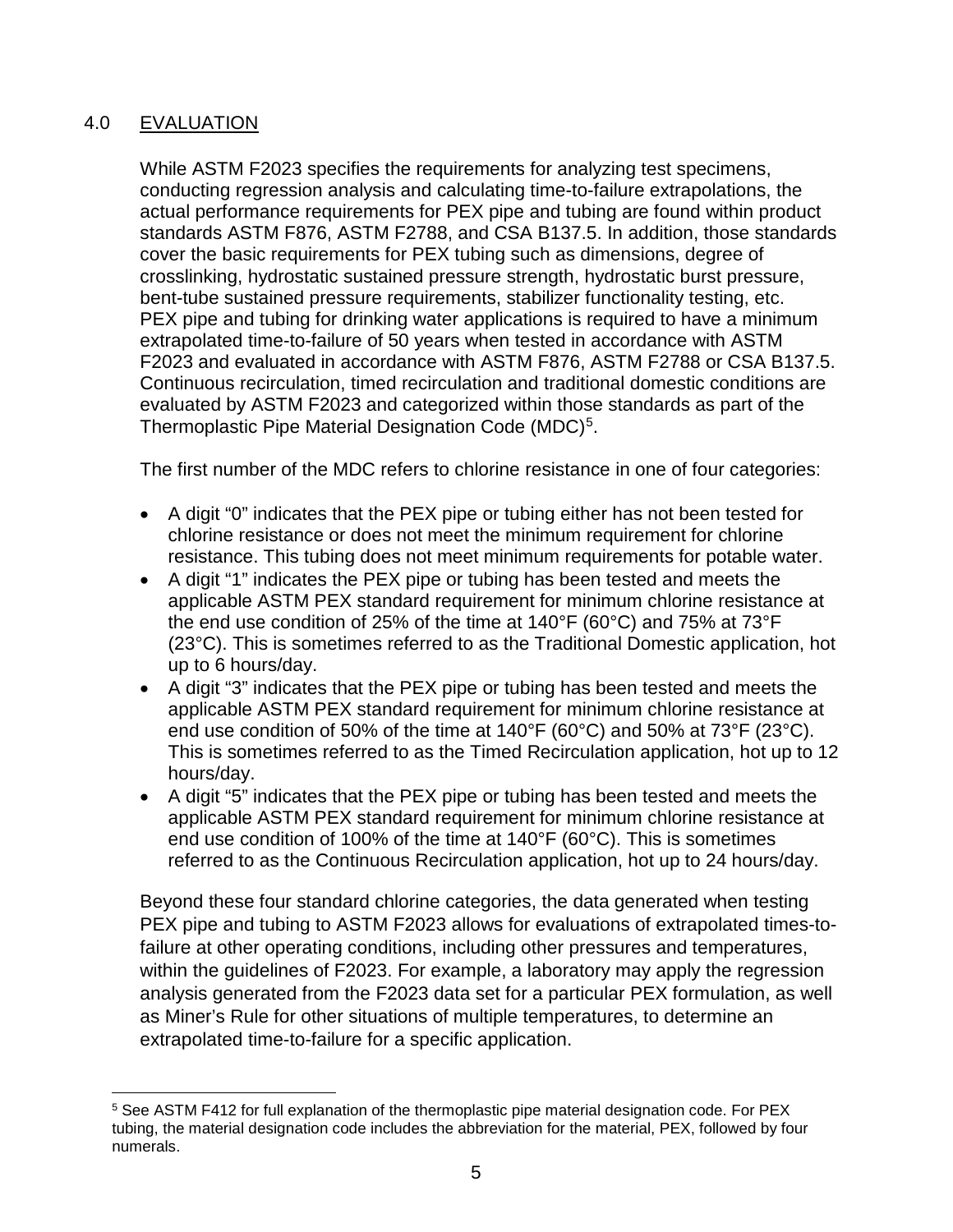## 4.0 EVALUATION

While ASTM F2023 specifies the requirements for analyzing test specimens, conducting regression analysis and calculating time-to-failure extrapolations, the actual performance requirements for PEX pipe and tubing are found within product standards ASTM F876, ASTM F2788, and CSA B137.5. In addition, those standards cover the basic requirements for PEX tubing such as dimensions, degree of crosslinking, hydrostatic sustained pressure strength, hydrostatic burst pressure, bent-tube sustained pressure requirements, stabilizer functionality testing, etc. PEX pipe and tubing for drinking water applications is required to have a minimum extrapolated time-to-failure of 50 years when tested in accordance with ASTM F2023 and evaluated in accordance with ASTM F876, ASTM F2788 or CSA B137.5. Continuous recirculation, timed recirculation and traditional domestic conditions are evaluated by ASTM F2023 and categorized within those standards as part of the Thermoplastic Pipe Material Designation Code (MDC)[5].

The first number of the MDC refers to chlorine resistance in one of four categories:

- A digit "0" indicates that the PEX pipe or tubing either has not been tested for chlorine resistance or does not meet the minimum requirement for chlorine resistance. This tubing does not meet minimum requirements for potable water.
- A digit "1" indicates the PEX pipe or tubing has been tested and meets the applicable ASTM PEX standard requirement for minimum chlorine resistance at the end use condition of 25% of the time at 140°F (60°C) and 75% at 73°F (23°C). This is sometimes referred to as the Traditional Domestic application, hot up to 6 hours/day.
- A digit "3" indicates that the PEX pipe or tubing has been tested and meets the applicable ASTM PEX standard requirement for minimum chlorine resistance at end use condition of 50% of the time at 140°F (60°C) and 50% at 73°F (23°C). This is sometimes referred to as the Timed Recirculation application, hot up to 12 hours/day.
- A digit "5" indicates that the PEX pipe or tubing has been tested and meets the applicable ASTM PEX standard requirement for minimum chlorine resistance at end use condition of 100% of the time at 140°F (60°C). This is sometimes referred to as the Continuous Recirculation application, hot up to 24 hours/day.

Beyond these four standard chlorine categories, the data generated when testing PEX pipe and tubing to ASTM F2023 allows for evaluations of extrapolated times-to-failure at other operating conditions, including other pressures and temperatures, within the guidelines of F2023. For example, a laboratory may apply the regression analysis generated from the F2023 data set for a particular PEX formulation, as well as Miner's Rule for other situations of multiple temperatures, to determine an extrapolated time-to-failure for a specific application.

[5] See ASTM F412 for full explanation of the thermoplastic pipe material designation code. For PEX tubing, the material designation code includes the abbreviation for the material, PEX, followed by four numerals.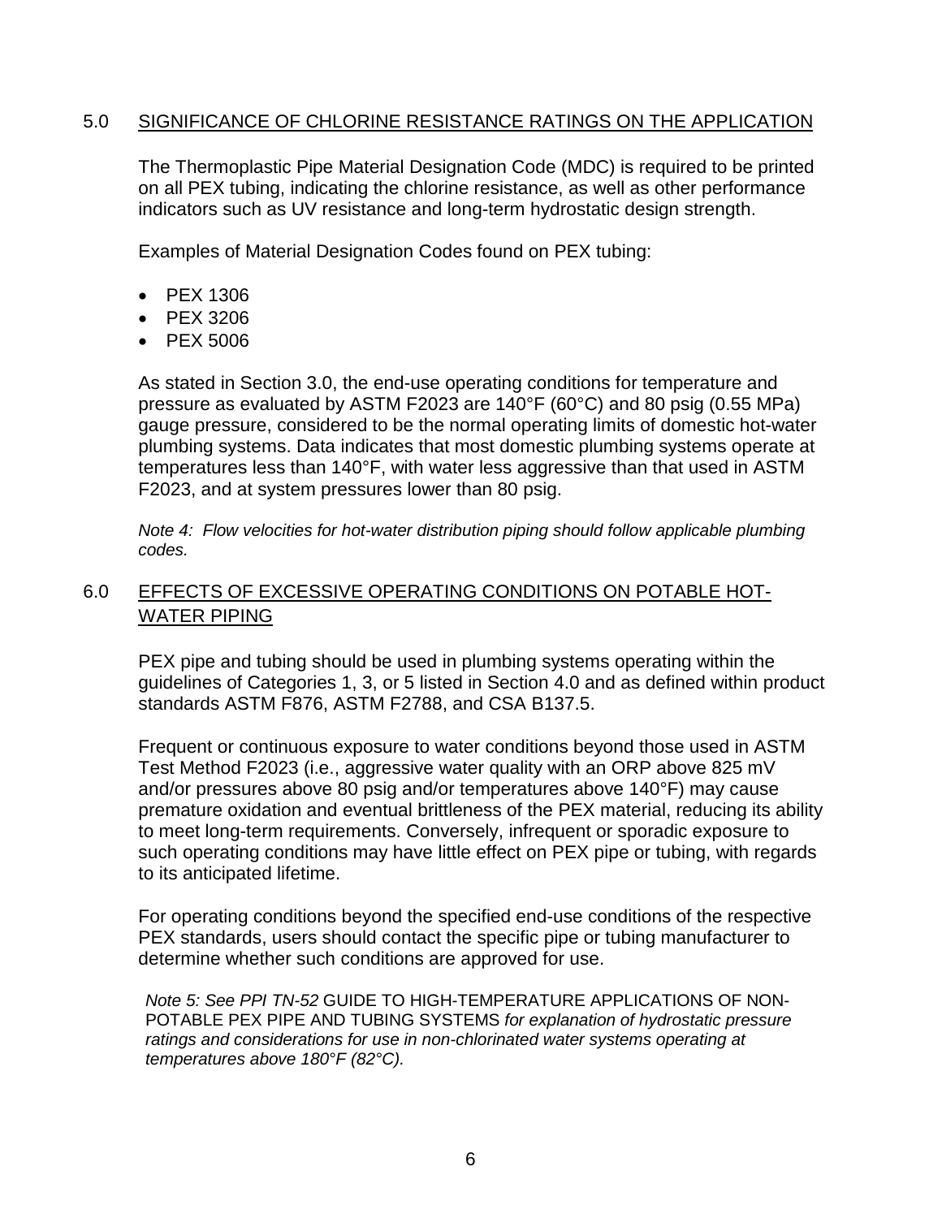## 5.0 SIGNIFICANCE OF CHLORINE RESISTANCE RATINGS ON THE APPLICATION

The Thermoplastic Pipe Material Designation Code (MDC) is required to be printed on all PEX tubing, indicating the chlorine resistance, as well as other performance indicators such as UV resistance and long-term hydrostatic design strength.

Examples of Material Designation Codes found on PEX tubing:

- PEX 1306
- PEX 3206
- PEX 5006

As stated in Section 3.0, the end-use operating conditions for temperature and pressure as evaluated by ASTM F2023 are 140°F (60°C) and 80 psig (0.55 MPa) gauge pressure, considered to be the normal operating limits of domestic hot-water plumbing systems. Data indicates that most domestic plumbing systems operate at temperatures less than 140°F, with water less aggressive than that used in ASTM F2023, and at system pressures lower than 80 psig.

*Note 4: Flow velocities for hot-water distribution piping should follow applicable plumbing codes.*

## 6.0 EFFECTS OF EXCESSIVE OPERATING CONDITIONS ON POTABLE HOT-WATER PIPING

PEX pipe and tubing should be used in plumbing systems operating within the guidelines of Categories 1, 3, or 5 listed in Section 4.0 and as defined within product standards ASTM F876, ASTM F2788, and CSA B137.5.

Frequent or continuous exposure to water conditions beyond those used in ASTM Test Method F2023 (i.e., aggressive water quality with an ORP above 825 mV and/or pressures above 80 psig and/or temperatures above 140°F) may cause premature oxidation and eventual brittleness of the PEX material, reducing its ability to meet long-term requirements. Conversely, infrequent or sporadic exposure to such operating conditions may have little effect on PEX pipe or tubing, with regards to its anticipated lifetime.

For operating conditions beyond the specified end-use conditions of the respective PEX standards, users should contact the specific pipe or tubing manufacturer to determine whether such conditions are approved for use.

*Note 5: See PPI TN-52* GUIDE TO HIGH-TEMPERATURE APPLICATIONS OF NON-POTABLE PEX PIPE AND TUBING SYSTEMS *for explanation of hydrostatic pressure ratings and considerations for use in non-chlorinated water systems operating at temperatures above 180°F (82°C).*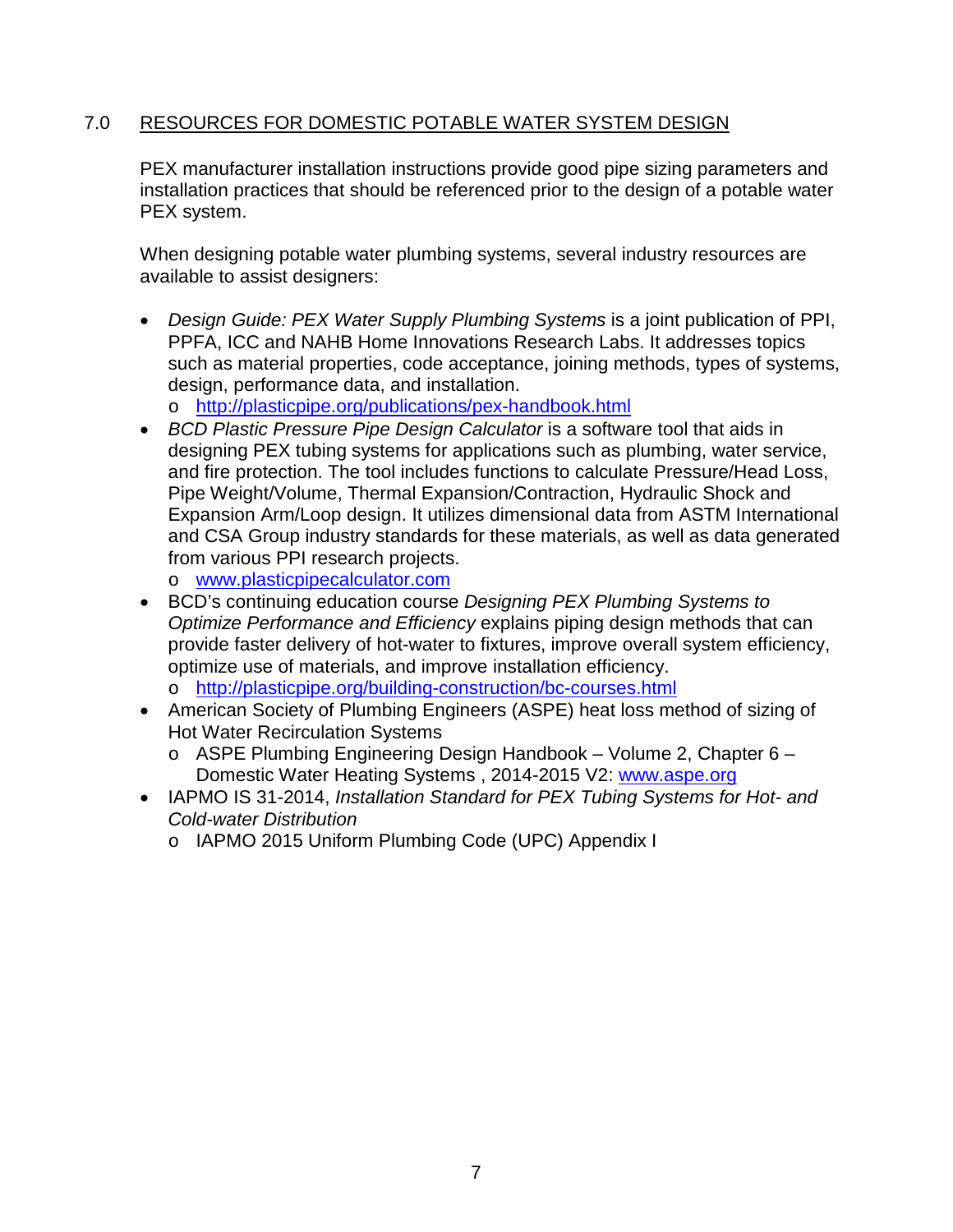## 7.0 RESOURCES FOR DOMESTIC POTABLE WATER SYSTEM DESIGN

PEX manufacturer installation instructions provide good pipe sizing parameters and installation practices that should be referenced prior to the design of a potable water PEX system.

When designing potable water plumbing systems, several industry resources are available to assist designers:

- *Design Guide: PEX Water Supply Plumbing Systems* is a joint publication of PPI, PPFA, ICC and NAHB Home Innovations Research Labs. It addresses topics such as material properties, code acceptance, joining methods, types of systems, design, performance data, and installation.
  - http://plasticpipe.org/publications/pex-handbook.html
- *BCD Plastic Pressure Pipe Design Calculator* is a software tool that aids in designing PEX tubing systems for applications such as plumbing, water service, and fire protection. The tool includes functions to calculate Pressure/Head Loss, Pipe Weight/Volume, Thermal Expansion/Contraction, Hydraulic Shock and Expansion Arm/Loop design. It utilizes dimensional data from ASTM International and CSA Group industry standards for these materials, as well as data generated from various PPI research projects.
  - www.plasticpipecalculator.com
- BCD's continuing education course *Designing PEX Plumbing Systems to Optimize Performance and Efficiency* explains piping design methods that can provide faster delivery of hot-water to fixtures, improve overall system efficiency, optimize use of materials, and improve installation efficiency.
  - http://plasticpipe.org/building-construction/bc-courses.html
- American Society of Plumbing Engineers (ASPE) heat loss method of sizing of Hot Water Recirculation Systems
  - ASPE Plumbing Engineering Design Handbook – Volume 2, Chapter 6 – Domestic Water Heating Systems , 2014-2015 V2: www.aspe.org
- IAPMO IS 31-2014, *Installation Standard for PEX Tubing Systems for Hot- and Cold-water Distribution*
  - IAPMO 2015 Uniform Plumbing Code (UPC) Appendix I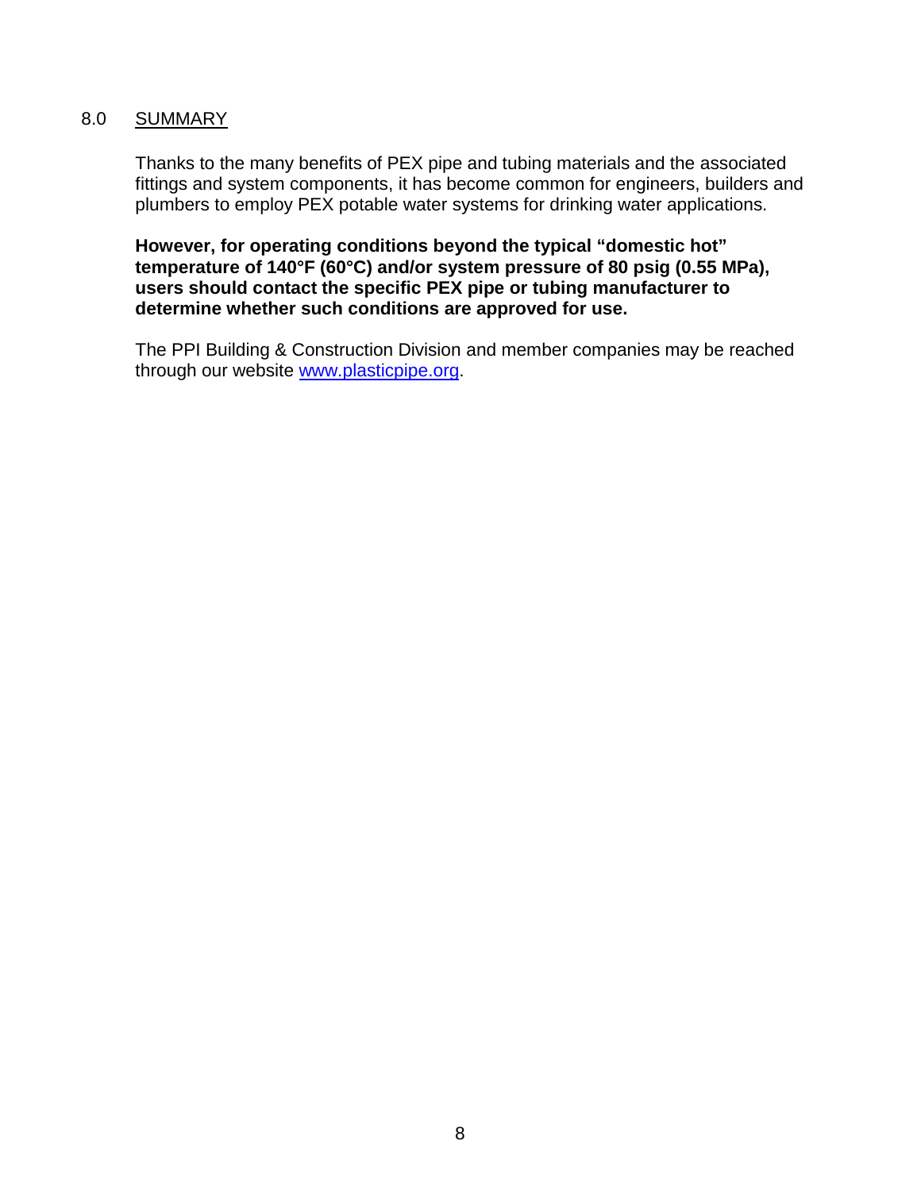## 8.0 SUMMARY

Thanks to the many benefits of PEX pipe and tubing materials and the associated fittings and system components, it has become common for engineers, builders and plumbers to employ PEX potable water systems for drinking water applications.

**However, for operating conditions beyond the typical "domestic hot" temperature of 140°F (60°C) and/or system pressure of 80 psig (0.55 MPa), users should contact the specific PEX pipe or tubing manufacturer to determine whether such conditions are approved for use.**

The PPI Building & Construction Division and member companies may be reached through our website [www.plasticpipe.org](http://www.plasticpipe.org).